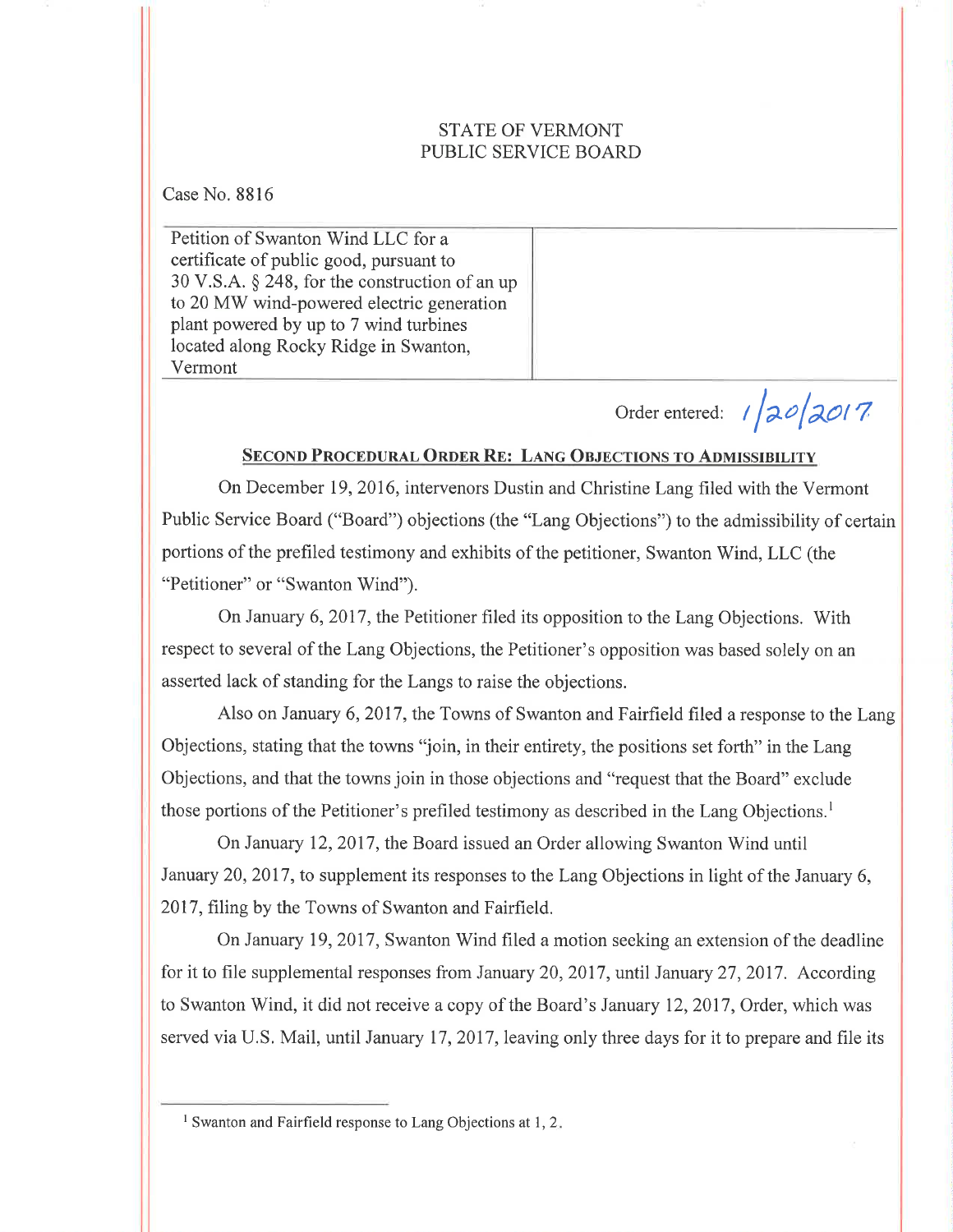STATE OF VERMONT
PUBLIC SERVICE BOARD

Case No. 8816

| Petition of Swanton Wind LLC for a certificate of public good, pursuant to 30 V.S.A. § 248, for the construction of an up to 20 MW wind-powered electric generation plant powered by up to 7 wind turbines located along Rocky Ridge in Swanton, Vermont | |
|---|---|

Order entered: 1/20/2017

**SECOND PROCEDURAL ORDER RE: LANG OBJECTIONS TO ADMISSIBILITY**

On December 19, 2016, intervenors Dustin and Christine Lang filed with the Vermont Public Service Board ("Board") objections (the "Lang Objections") to the admissibility of certain portions of the prefiled testimony and exhibits of the petitioner, Swanton Wind, LLC (the "Petitioner" or "Swanton Wind").

On January 6, 2017, the Petitioner filed its opposition to the Lang Objections. With respect to several of the Lang Objections, the Petitioner's opposition was based solely on an asserted lack of standing for the Langs to raise the objections.

Also on January 6, 2017, the Towns of Swanton and Fairfield filed a response to the Lang Objections, stating that the towns "join, in their entirety, the positions set forth" in the Lang Objections, and that the towns join in those objections and "request that the Board" exclude those portions of the Petitioner's prefiled testimony as described in the Lang Objections.[1]

On January 12, 2017, the Board issued an Order allowing Swanton Wind until January 20, 2017, to supplement its responses to the Lang Objections in light of the January 6, 2017, filing by the Towns of Swanton and Fairfield.

On January 19, 2017, Swanton Wind filed a motion seeking an extension of the deadline for it to file supplemental responses from January 20, 2017, until January 27, 2017. According to Swanton Wind, it did not receive a copy of the Board's January 12, 2017, Order, which was served via U.S. Mail, until January 17, 2017, leaving only three days for it to prepare and file its

[1] Swanton and Fairfield response to Lang Objections at 1, 2.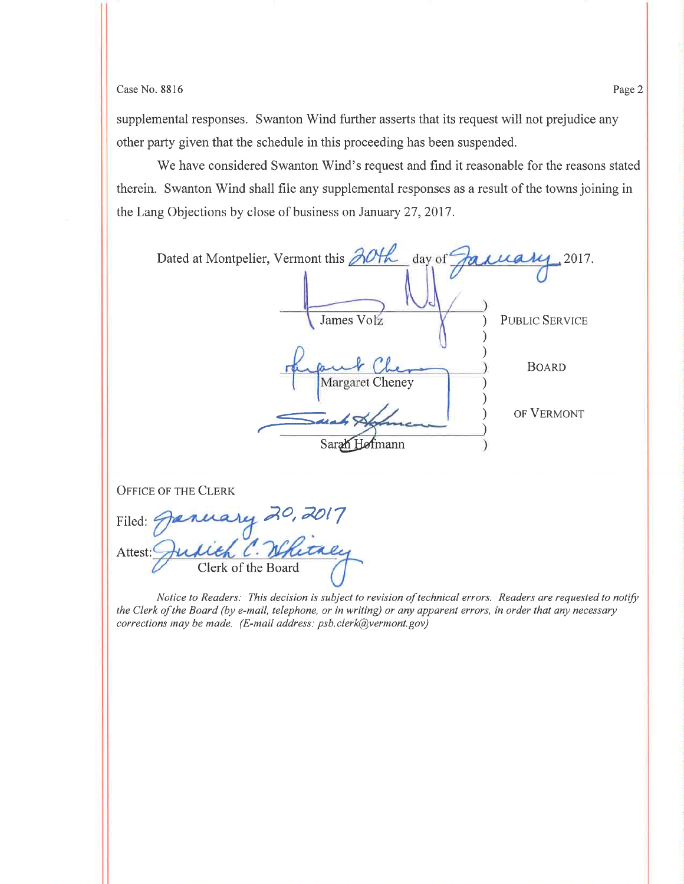supplemental responses. Swanton Wind further asserts that its request will not prejudice any other party given that the schedule in this proceeding has been suspended.

We have considered Swanton Wind's request and find it reasonable for the reasons stated therein. Swanton Wind shall file any supplemental responses as a result of the towns joining in the Lang Objections by close of business on January 27, 2017.

Dated at Montpelier, Vermont this 20th day of January, 2017.

| | |
|---|---|
| James Volz | PUBLIC SERVICE |
| Margaret Cheney | BOARD |
| Sarah Hofmann | OF VERMONT |

OFFICE OF THE CLERK

Filed: January 20, 2017

Attest: Judith C. Whitney
Clerk of the Board

*Notice to Readers: This decision is subject to revision of technical errors. Readers are requested to notify the Clerk of the Board (by e-mail, telephone, or in writing) of any apparent errors, in order that any necessary corrections may be made. (E-mail address: psb.clerk@vermont.gov)*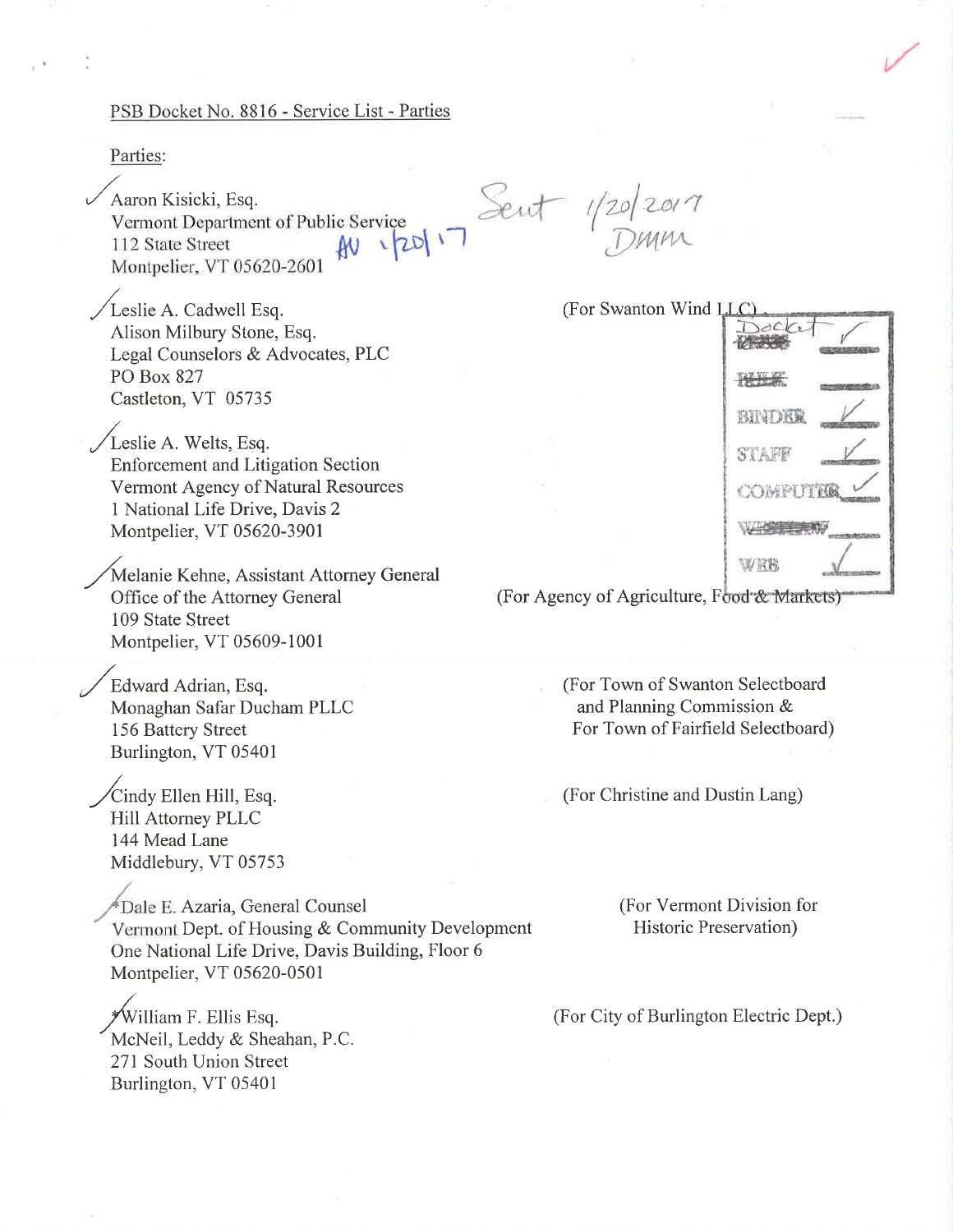PSB Docket No. 8816 - Service List - Parties

Parties:

Aaron Kisicki, Esq.
Vermont Department of Public Service
112 State Street
Montpelier, VT 05620-2601

Sent 1/20/2017 DMM

Leslie A. Cadwell Esq.
Alison Milbury Stone, Esq.
Legal Counselors & Advocates, PLC
PO Box 827
Castleton, VT 05735
(For Swanton Wind LLC)

Leslie A. Welts, Esq.
Enforcement and Litigation Section
Vermont Agency of Natural Resources
1 National Life Drive, Davis 2
Montpelier, VT 05620-3901

Melanie Kehne, Assistant Attorney General
Office of the Attorney General
109 State Street
Montpelier, VT 05609-1001
(For Agency of Agriculture, Food & Markets)

Edward Adrian, Esq.
Monaghan Safar Ducham PLLC
156 Battery Street
Burlington, VT 05401
(For Town of Swanton Selectboard and Planning Commission & For Town of Fairfield Selectboard)

Cindy Ellen Hill, Esq.
Hill Attorney PLLC
144 Mead Lane
Middlebury, VT 05753
(For Christine and Dustin Lang)

*Dale E. Azaria, General Counsel
Vermont Dept. of Housing & Community Development
One National Life Drive, Davis Building, Floor 6
Montpelier, VT 05620-0501
(For Vermont Division for Historic Preservation)

*William F. Ellis Esq.
McNeil, Leddy & Sheahan, P.C.
271 South Union Street
Burlington, VT 05401
(For City of Burlington Electric Dept.)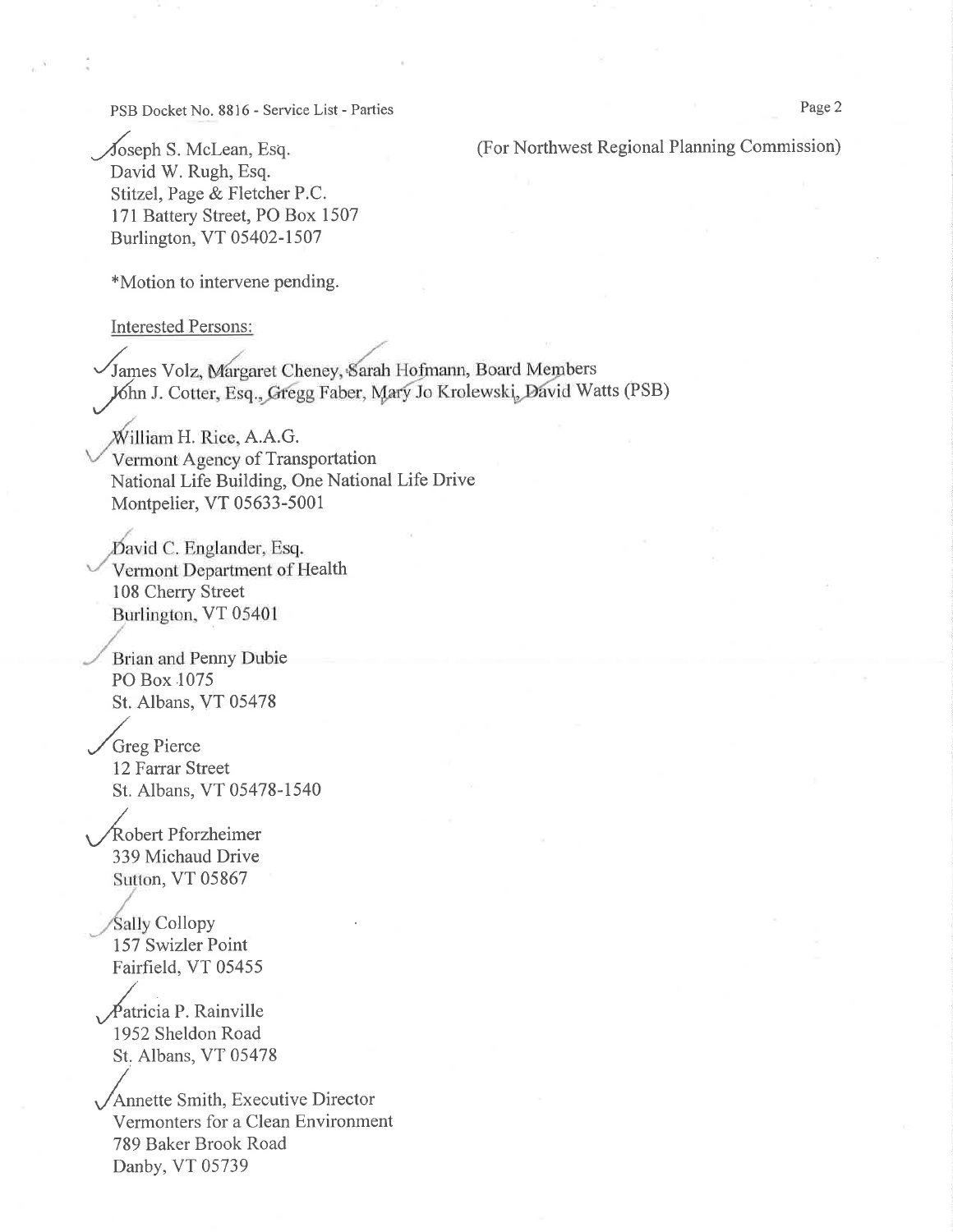Joseph S. McLean, Esq.
David W. Rugh, Esq.
Stitzel, Page & Fletcher P.C.
171 Battery Street, PO Box 1507
Burlington, VT 05402-1507

(For Northwest Regional Planning Commission)

*Motion to intervene pending.

Interested Persons:

James Volz, Margaret Cheney, Sarah Hofmann, Board Members
John J. Cotter, Esq., Gregg Faber, Mary Jo Krolewski, David Watts (PSB)

William H. Rice, A.A.G.
Vermont Agency of Transportation
National Life Building, One National Life Drive
Montpelier, VT 05633-5001

David C. Englander, Esq.
Vermont Department of Health
108 Cherry Street
Burlington, VT 05401

Brian and Penny Dubie
PO Box 1075
St. Albans, VT 05478

Greg Pierce
12 Farrar Street
St. Albans, VT 05478-1540

Robert Pforzheimer
339 Michaud Drive
Sutton, VT 05867

Sally Collopy
157 Swizler Point
Fairfield, VT 05455

Patricia P. Rainville
1952 Sheldon Road
St. Albans, VT 05478

Annette Smith, Executive Director
Vermonters for a Clean Environment
789 Baker Brook Road
Danby, VT 05739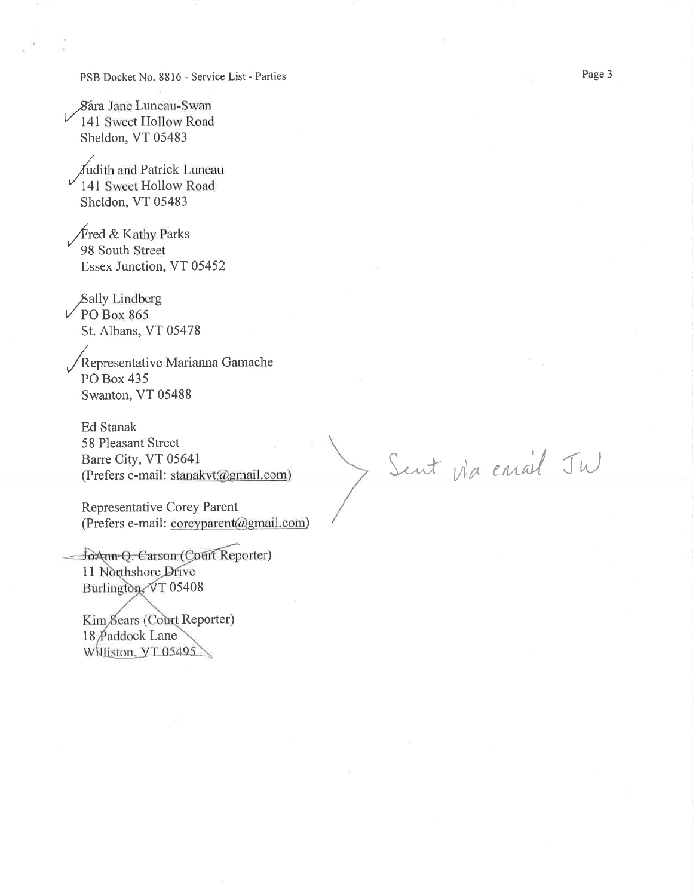Sara Jane Luneau-Swan
141 Sweet Hollow Road
Sheldon, VT 05483

Judith and Patrick Luneau
141 Sweet Hollow Road
Sheldon, VT 05483

Fred & Kathy Parks
98 South Street
Essex Junction, VT 05452

Sally Lindberg
PO Box 865
St. Albans, VT 05478

Representative Marianna Gamache
PO Box 435
Swanton, VT 05488

Ed Stanak
58 Pleasant Street
Barre City, VT 05641
(Prefers e-mail: stanakvt@gmail.com)

Representative Corey Parent
(Prefers e-mail: coreyparent@gmail.com)

Sent via email JW

~~JoAnn Q. Carson (Court Reporter)~~
11 Northshore Drive
Burlington, VT 05408

Kim Sears (Court Reporter)
18 Paddock Lane
Williston, VT 05495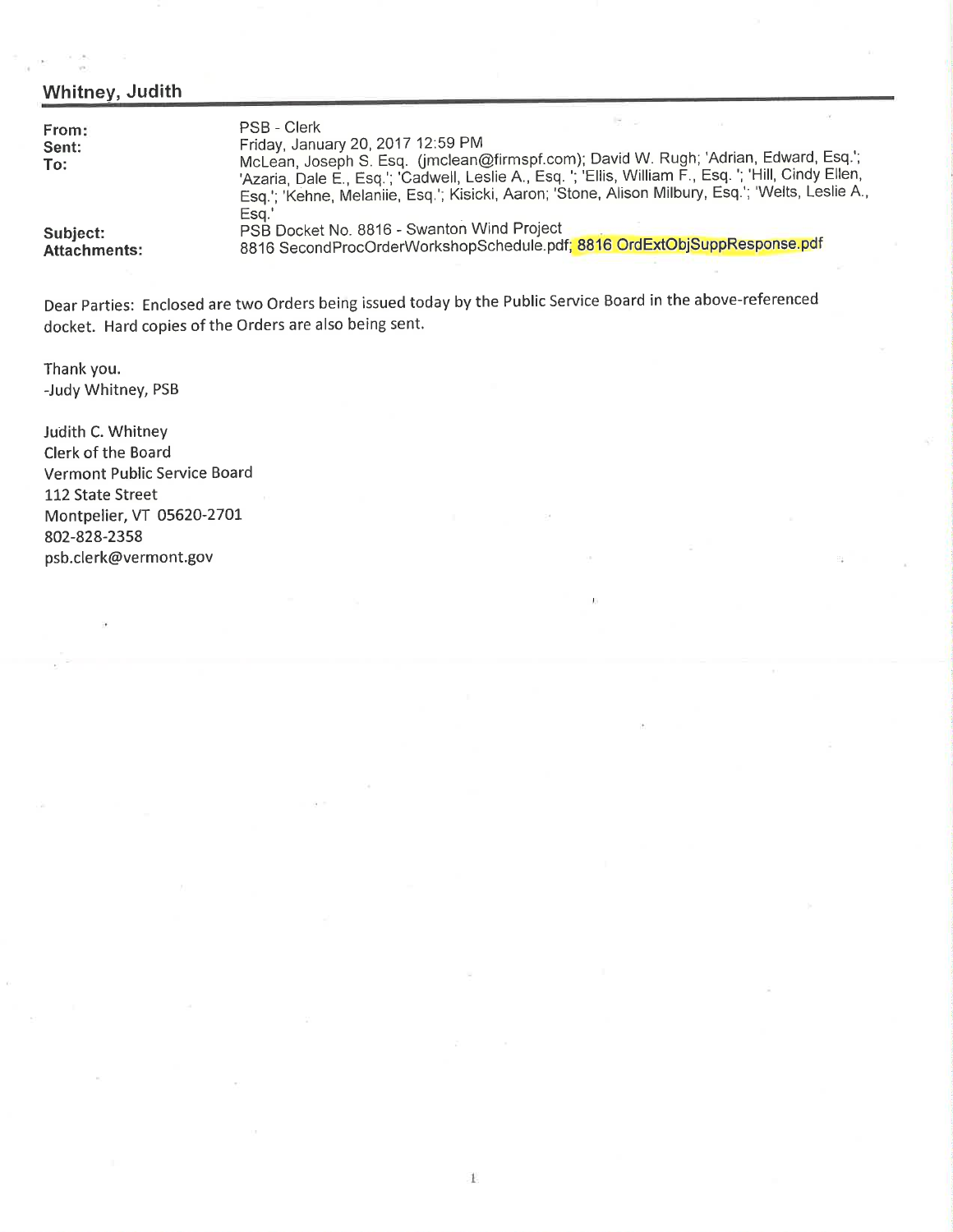## Whitney, Judith

| | |
|---|---|
| **From:** | PSB - Clerk |
| **Sent:** | Friday, January 20, 2017 12:59 PM |
| **To:** | McLean, Joseph S. Esq. (jmclean@firmspf.com); David W. Rugh; 'Adrian, Edward, Esq.'; 'Azaria, Dale E., Esq.'; 'Cadwell, Leslie A., Esq. '; 'Ellis, William F., Esq. '; 'Hill, Cindy Ellen, Esq.'; 'Kehne, Melaniie, Esq.'; Kisicki, Aaron; 'Stone, Alison Milbury, Esq.'; 'Welts, Leslie A., Esq.' |
| **Subject:** | PSB Docket No. 8816 - Swanton Wind Project |
| **Attachments:** | 8816 SecondProcOrderWorkshopSchedule.pdf; 8816 OrdExtObjSuppResponse.pdf |

Dear Parties: Enclosed are two Orders being issued today by the Public Service Board in the above-referenced docket. Hard copies of the Orders are also being sent.

Thank you.
-Judy Whitney, PSB

Judith C. Whitney
Clerk of the Board
Vermont Public Service Board
112 State Street
Montpelier, VT 05620-2701
802-828-2358
psb.clerk@vermont.gov